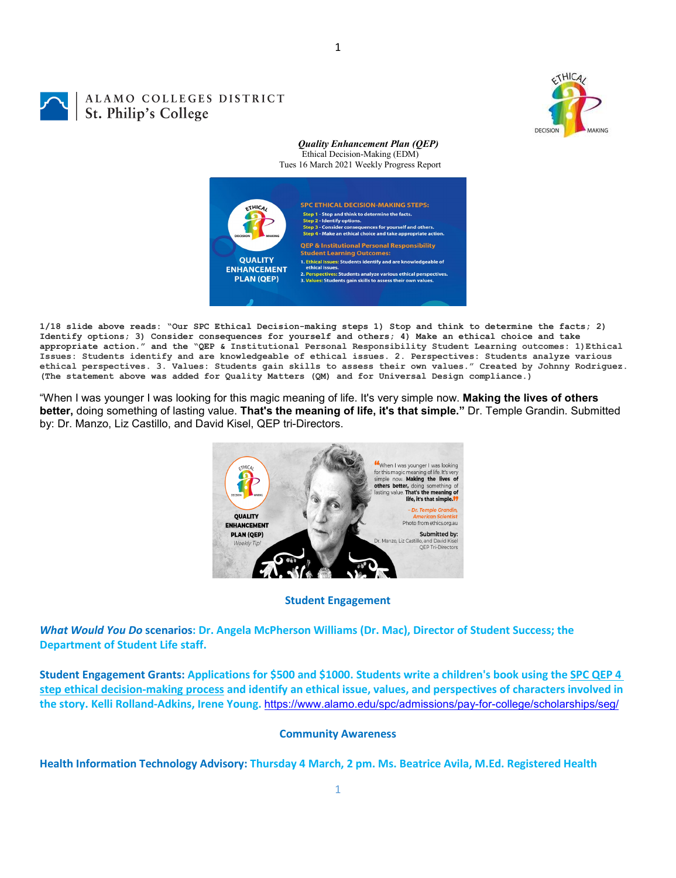ALAMO COLLEGES DISTRICT
St. Philip's College

***Quality Enhancement Plan (QEP)***
Ethical Decision-Making (EDM)
Tues 16 March 2021 Weekly Progress Report

**1/18 slide above reads: "Our SPC Ethical Decision-making steps 1) Stop and think to determine the facts; 2) Identify options; 3) Consider consequences for yourself and others; 4) Make an ethical choice and take appropriate action." and the "QEP & Institutional Personal Responsibility Student Learning outcomes: 1)Ethical Issues: Students identify and are knowledgeable of ethical issues. 2. Perspectives: Students analyze various ethical perspectives. 3. Values: Students gain skills to assess their own values." Created by Johnny Rodriguez. (The statement above was added for Quality Matters (QM) and for Universal Design compliance.)**

"When I was younger I was looking for this magic meaning of life. It's very simple now. **Making the lives of others better,** doing something of lasting value. **That's the meaning of life, it's that simple."** Dr. Temple Grandin. Submitted by: Dr. Manzo, Liz Castillo, and David Kisel, QEP tri-Directors.

## Student Engagement

***What Would You Do* scenarios: Dr. Angela McPherson Williams (Dr. Mac), Director of Student Success; the Department of Student Life staff.**

**Student Engagement Grants: Applications for $500 and $1000. Students write a children's book using the SPC QEP 4 step ethical decision-making process and identify an ethical issue, values, and perspectives of characters involved in the story. Kelli Rolland-Adkins, Irene Young.** https://www.alamo.edu/spc/admissions/pay-for-college/scholarships/seg/

## Community Awareness

**Health Information Technology Advisory: Thursday 4 March, 2 pm. Ms. Beatrice Avila, M.Ed. Registered Health**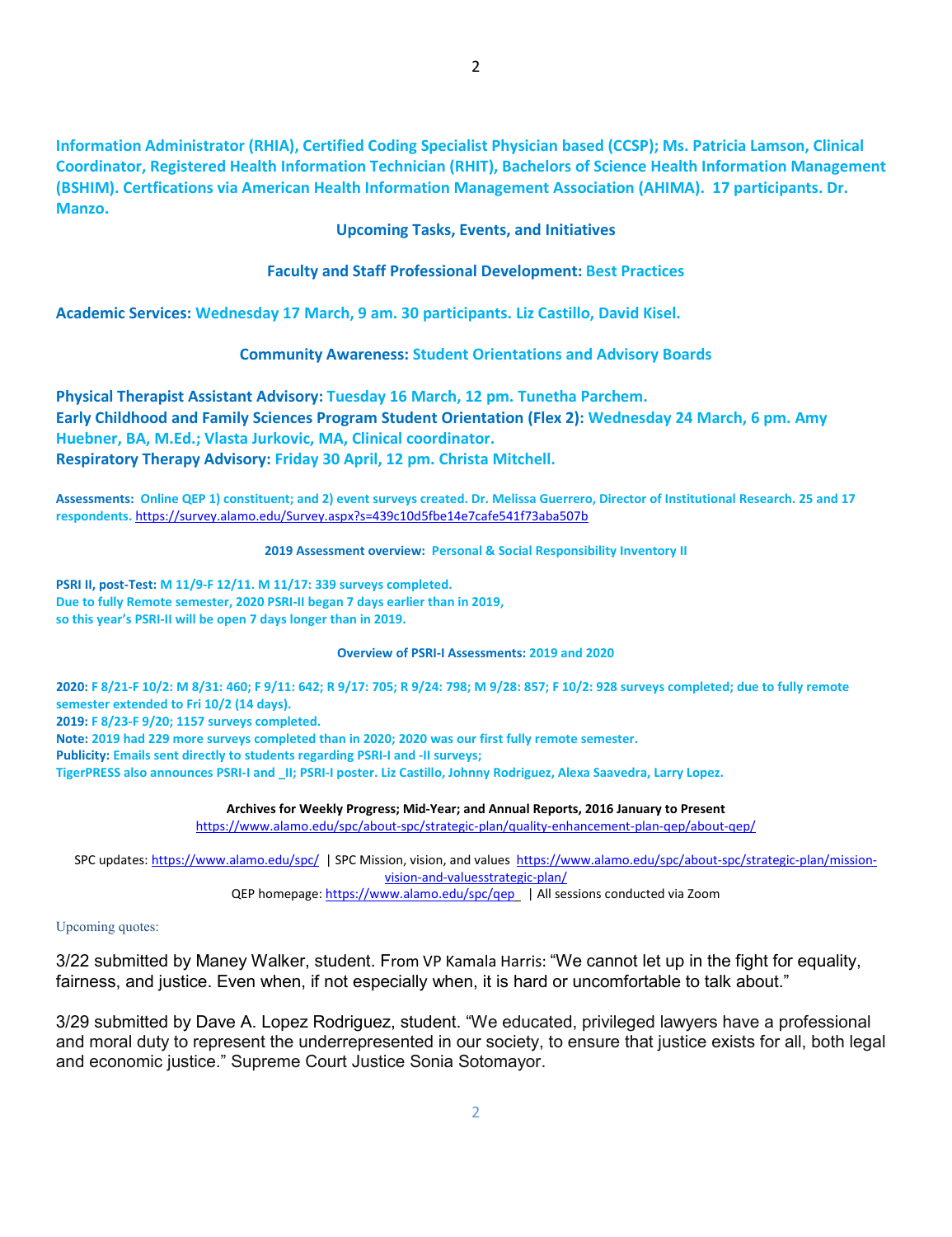**Information Administrator (RHIA), Certified Coding Specialist Physician based (CCSP); Ms. Patricia Lamson, Clinical Coordinator, Registered Health Information Technician (RHIT), Bachelors of Science Health Information Management (BSHIM). Certfications via American Health Information Management Association (AHIMA). 17 participants. Dr. Manzo.**

## Upcoming Tasks, Events, and Initiatives

### Faculty and Staff Professional Development: Best Practices

**Academic Services:** **Wednesday 17 March, 9 am. 30 participants. Liz Castillo, David Kisel.**

### Community Awareness: Student Orientations and Advisory Boards

**Physical Therapist Assistant Advisory:** **Tuesday 16 March, 12 pm. Tunetha Parchem.**
**Early Childhood and Family Sciences Program Student Orientation (Flex 2):** **Wednesday 24 March, 6 pm. Amy Huebner, BA, M.Ed.; Vlasta Jurkovic, MA, Clinical coordinator.**
**Respiratory Therapy Advisory:** **Friday 30 April, 12 pm. Christa Mitchell.**

**Assessments:** **Online QEP 1) constituent; and 2) event surveys created. Dr. Melissa Guerrero, Director of Institutional Research. 25 and 17 respondents.** https://survey.alamo.edu/Survey.aspx?s=439c10d5fbe14e7cafe541f73aba507b

### 2019 Assessment overview: Personal & Social Responsibility Inventory II

**PSRI II, post-Test:** **M 11/9-F 12/11. M 11/17: 339 surveys completed.**
**Due to fully Remote semester, 2020 PSRI-II began 7 days earlier than in 2019,**
**so this year's PSRI-II will be open 7 days longer than in 2019.**

### Overview of PSRI-I Assessments: 2019 and 2020

**2020:** **F 8/21-F 10/2: M 8/31: 460; F 9/11: 642; R 9/17: 705; R 9/24: 798; M 9/28: 857; F 10/2: 928 surveys completed; due to fully remote semester extended to Fri 10/2 (14 days).**
**2019:** **F 8/23-F 9/20; 1157 surveys completed.**
**Note:** **2019 had 229 more surveys completed than in 2020; 2020 was our first fully remote semester.**
**Publicity:** **Emails sent directly to students regarding PSRI-I and -II surveys;**
**TigerPRESS also announces PSRI-I and _II; PSRI-I poster. Liz Castillo, Johnny Rodriguez, Alexa Saavedra, Larry Lopez.**

**Archives for Weekly Progress; Mid-Year; and Annual Reports, 2016 January to Present**
https://www.alamo.edu/spc/about-spc/strategic-plan/quality-enhancement-plan-qep/about-qep/

SPC updates: https://www.alamo.edu/spc/ | SPC Mission, vision, and values https://www.alamo.edu/spc/about-spc/strategic-plan/mission-vision-and-valuesstrategic-plan/
QEP homepage: https://www.alamo.edu/spc/qep | All sessions conducted via Zoom

Upcoming quotes:

3/22 submitted by Maney Walker, student. From VP Kamala Harris: "We cannot let up in the fight for equality, fairness, and justice. Even when, if not especially when, it is hard or uncomfortable to talk about."

3/29 submitted by Dave A. Lopez Rodriguez, student. "We educated, privileged lawyers have a professional and moral duty to represent the underrepresented in our society, to ensure that justice exists for all, both legal and economic justice." Supreme Court Justice Sonia Sotomayor.